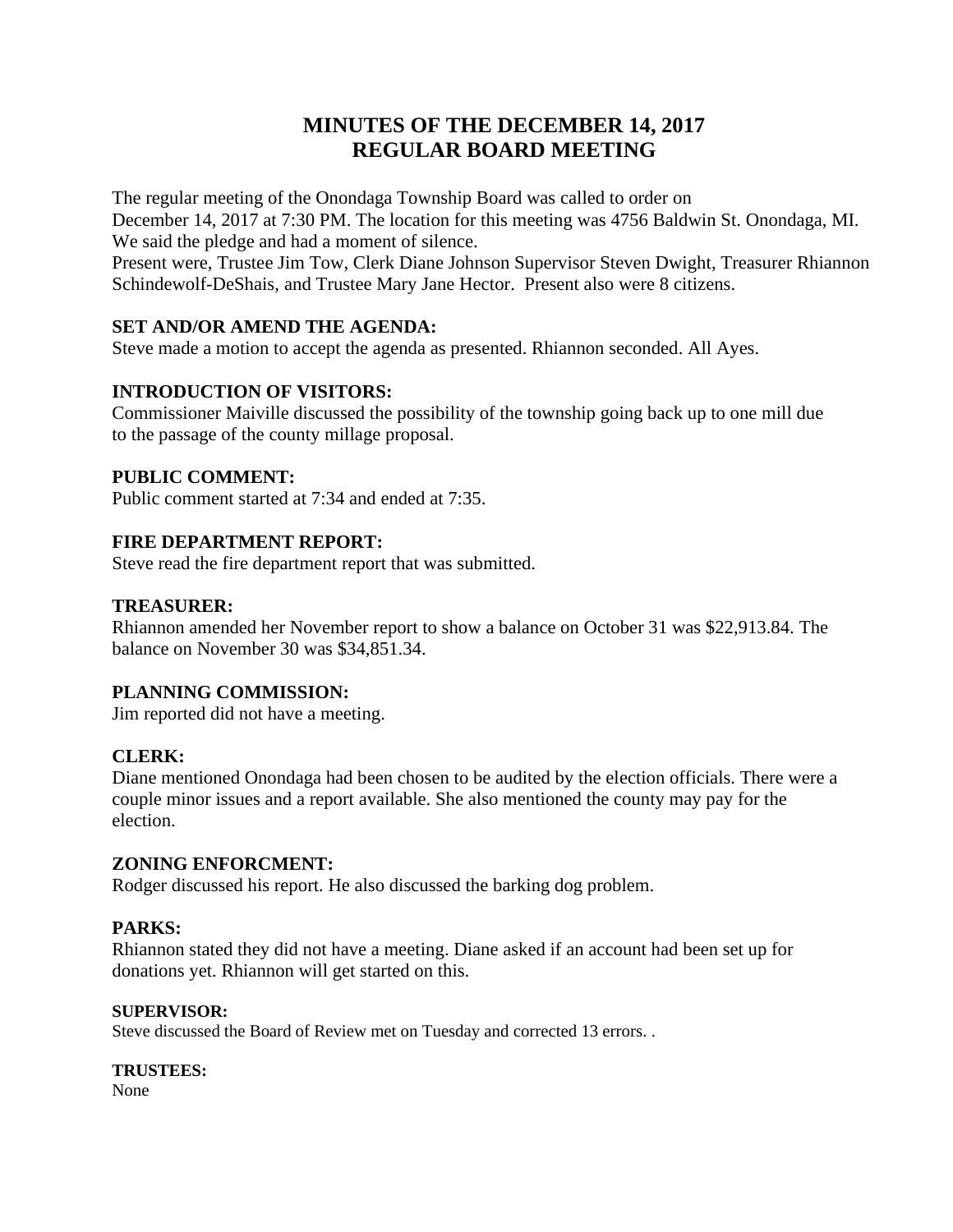# MINUTES OF THE DECEMBER 14, 2017
# REGULAR BOARD MEETING

The regular meeting of the Onondaga Township Board was called to order on December 14, 2017 at 7:30 PM. The location for this meeting was 4756 Baldwin St. Onondaga, MI. We said the pledge and had a moment of silence.
Present were, Trustee Jim Tow, Clerk Diane Johnson Supervisor Steven Dwight, Treasurer Rhiannon Schindewolf-DeShais, and Trustee Mary Jane Hector. Present also were 8 citizens.

**SET AND/OR AMEND THE AGENDA:**
Steve made a motion to accept the agenda as presented. Rhiannon seconded. All Ayes.

**INTRODUCTION OF VISITORS:**
Commissioner Maiville discussed the possibility of the township going back up to one mill due to the passage of the county millage proposal.

**PUBLIC COMMENT:**
Public comment started at 7:34 and ended at 7:35.

**FIRE DEPARTMENT REPORT:**
Steve read the fire department report that was submitted.

**TREASURER:**
Rhiannon amended her November report to show a balance on October 31 was $22,913.84. The balance on November 30 was $34,851.34.

**PLANNING COMMISSION:**
Jim reported did not have a meeting.

**CLERK:**
Diane mentioned Onondaga had been chosen to be audited by the election officials. There were a couple minor issues and a report available. She also mentioned the county may pay for the election.

**ZONING ENFORCMENT:**
Rodger discussed his report. He also discussed the barking dog problem.

**PARKS:**
Rhiannon stated they did not have a meeting. Diane asked if an account had been set up for donations yet. Rhiannon will get started on this.

**SUPERVISOR:**
Steve discussed the Board of Review met on Tuesday and corrected 13 errors. .

**TRUSTEES:**
None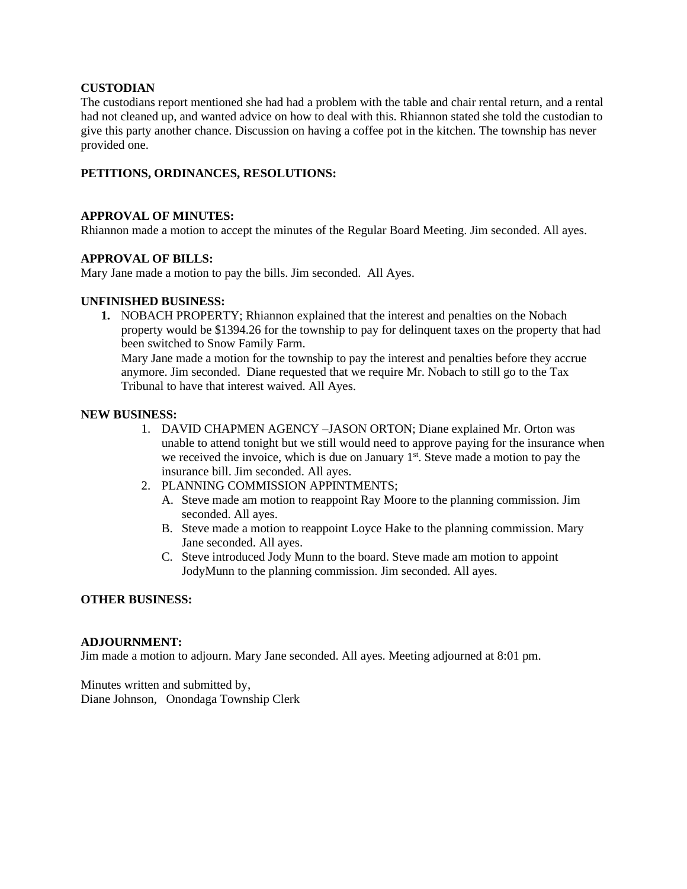**CUSTODIAN**

The custodians report mentioned she had had a problem with the table and chair rental return, and a rental had not cleaned up, and wanted advice on how to deal with this. Rhiannon stated she told the custodian to give this party another chance. Discussion on having a coffee pot in the kitchen. The township has never provided one.

**PETITIONS, ORDINANCES, RESOLUTIONS:**

**APPROVAL OF MINUTES:**

Rhiannon made a motion to accept the minutes of the Regular Board Meeting. Jim seconded. All ayes.

**APPROVAL OF BILLS:**

Mary Jane made a motion to pay the bills. Jim seconded. All Ayes.

**UNFINISHED BUSINESS:**

1. NOBACH PROPERTY; Rhiannon explained that the interest and penalties on the Nobach property would be $1394.26 for the township to pay for delinquent taxes on the property that had been switched to Snow Family Farm.
   Mary Jane made a motion for the township to pay the interest and penalties before they accrue anymore. Jim seconded. Diane requested that we require Mr. Nobach to still go to the Tax Tribunal to have that interest waived. All Ayes.

**NEW BUSINESS:**

1. DAVID CHAPMEN AGENCY –JASON ORTON; Diane explained Mr. Orton was unable to attend tonight but we still would need to approve paying for the insurance when we received the invoice, which is due on January 1st. Steve made a motion to pay the insurance bill. Jim seconded. All ayes.
2. PLANNING COMMISSION APPINTMENTS;
   A. Steve made am motion to reappoint Ray Moore to the planning commission. Jim seconded. All ayes.
   B. Steve made a motion to reappoint Loyce Hake to the planning commission. Mary Jane seconded. All ayes.
   C. Steve introduced Jody Munn to the board. Steve made am motion to appoint JodyMunn to the planning commission. Jim seconded. All ayes.

**OTHER BUSINESS:**

**ADJOURNMENT:**

Jim made a motion to adjourn. Mary Jane seconded. All ayes. Meeting adjourned at 8:01 pm.

Minutes written and submitted by,
Diane Johnson, Onondaga Township Clerk